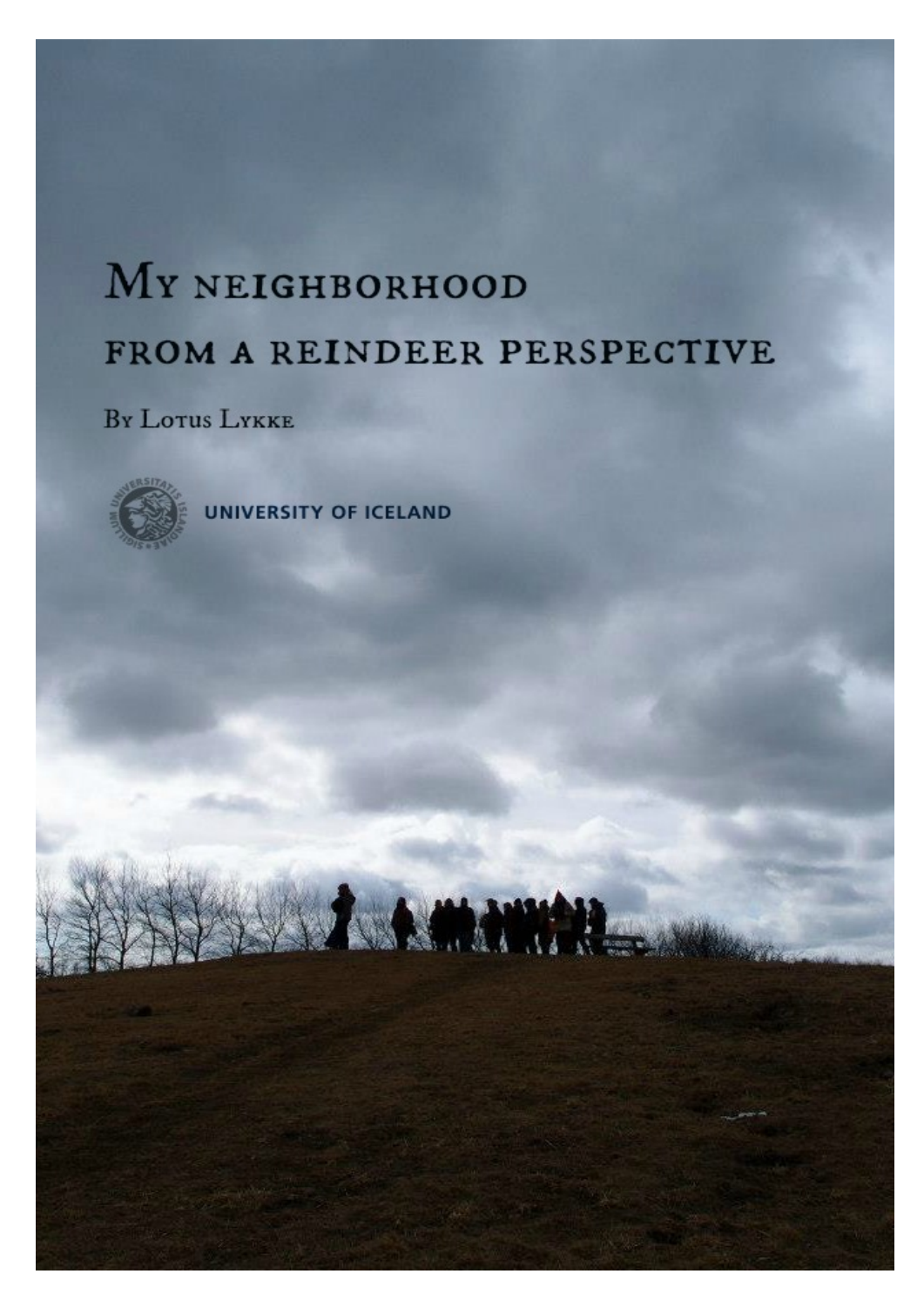# My neighborhood from a reindeer perspective

By Lotus Lykke

UNIVERSITY OF ICELAND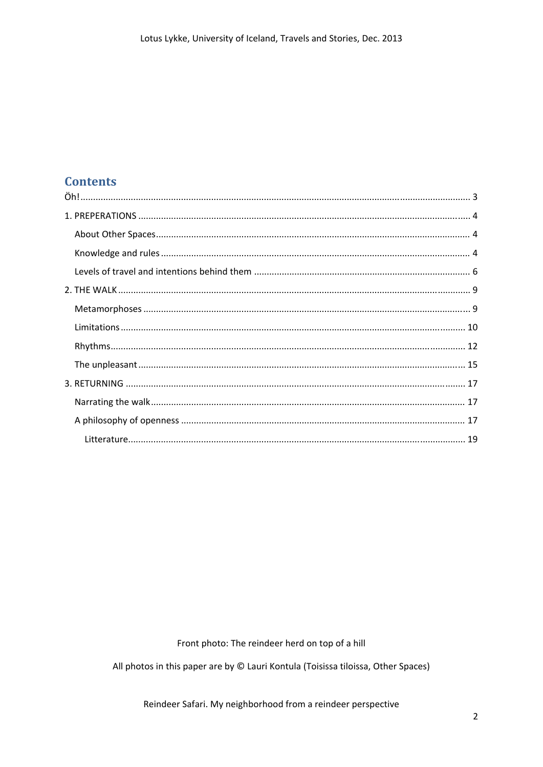## Contents

Öh! ........................................................................................................................................ 3

1. PREPERATIONS ................................................................................................................... 4

   About Other Spaces ........................................................................................................... 4

   Knowledge and rules ......................................................................................................... 4

   Levels of travel and intentions behind them .................................................................... 6

2. THE WALK ........................................................................................................................... 9

   Metamorphoses ................................................................................................................. 9

   Limitations ........................................................................................................................ 10

   Rhythms ........................................................................................................................... 12

   The unpleasant ................................................................................................................ 15

3. RETURNING ..................................................................................................................... 17

   Narrating the walk ........................................................................................................... 17

   A philosophy of openness ................................................................................................ 17

      Litterature ................................................................................................................... 19

Front photo: The reindeer herd on top of a hill

All photos in this paper are by © Lauri Kontula (Toisissa tiloissa, Other Spaces)

Reindeer Safari. My neighborhood from a reindeer perspective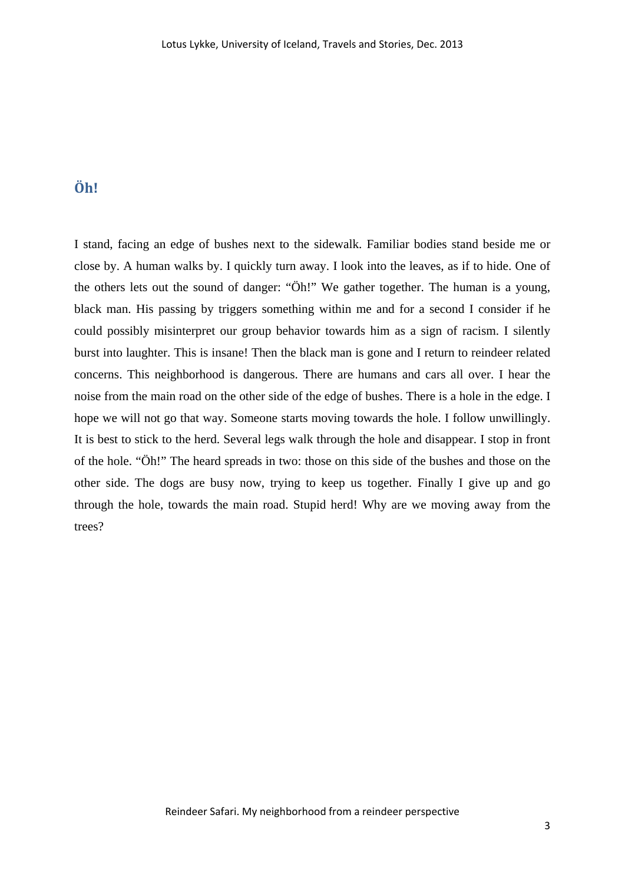## Öh!

I stand, facing an edge of bushes next to the sidewalk. Familiar bodies stand beside me or close by. A human walks by. I quickly turn away. I look into the leaves, as if to hide. One of the others lets out the sound of danger: “Öh!” We gather together. The human is a young, black man. His passing by triggers something within me and for a second I consider if he could possibly misinterpret our group behavior towards him as a sign of racism. I silently burst into laughter. This is insane! Then the black man is gone and I return to reindeer related concerns. This neighborhood is dangerous. There are humans and cars all over. I hear the noise from the main road on the other side of the edge of bushes. There is a hole in the edge. I hope we will not go that way. Someone starts moving towards the hole. I follow unwillingly. It is best to stick to the herd. Several legs walk through the hole and disappear. I stop in front of the hole. “Öh!” The heard spreads in two: those on this side of the bushes and those on the other side. The dogs are busy now, trying to keep us together. Finally I give up and go through the hole, towards the main road. Stupid herd! Why are we moving away from the trees?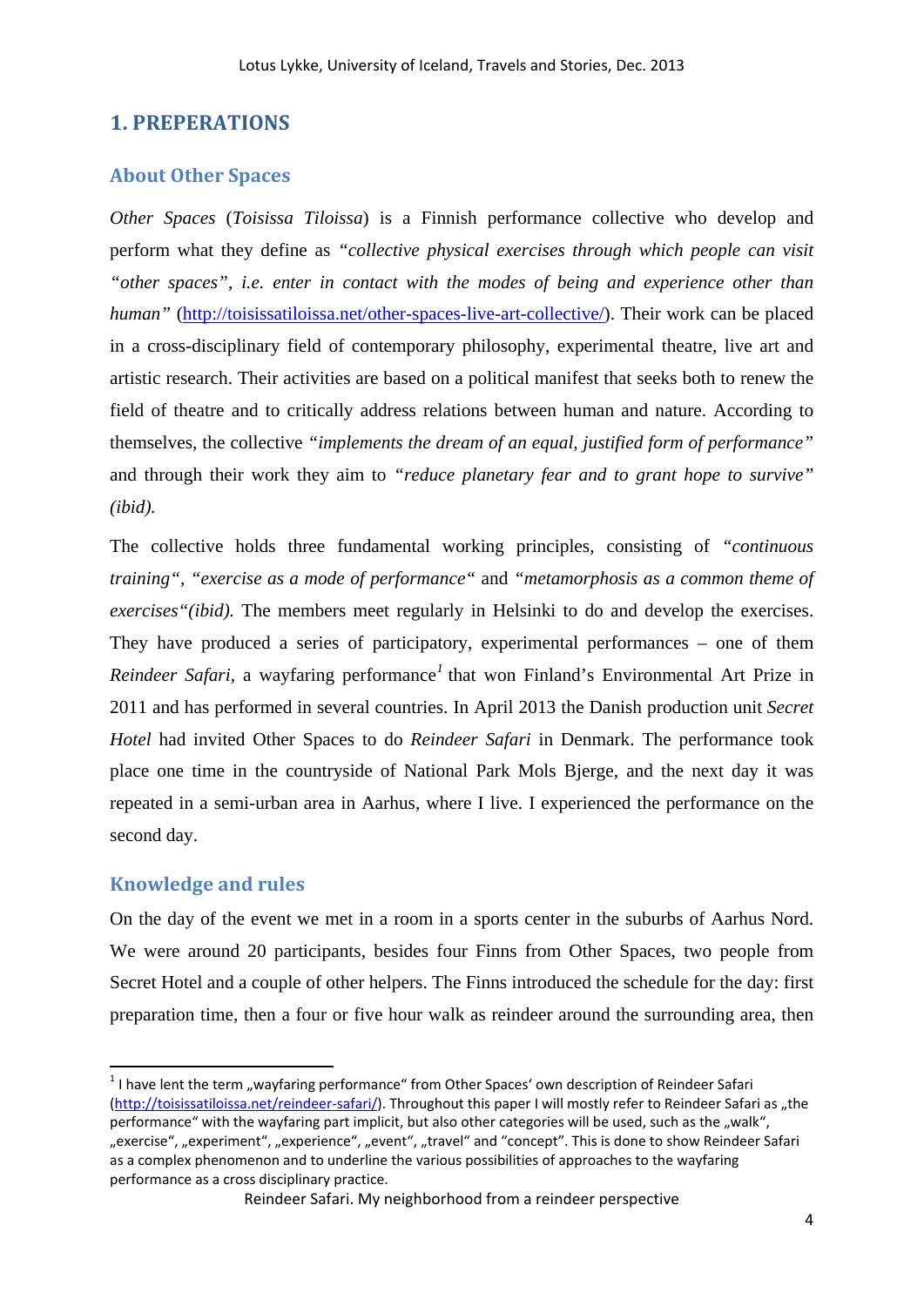## 1. PREPERATIONS

### About Other Spaces

*Other Spaces* (*Toisissa Tiloissa*) is a Finnish performance collective who develop and perform what they define as *"collective physical exercises through which people can visit "other spaces", i.e. enter in contact with the modes of being and experience other than human"* (http://toisissatiloissa.net/other-spaces-live-art-collective/). Their work can be placed in a cross-disciplinary field of contemporary philosophy, experimental theatre, live art and artistic research. Their activities are based on a political manifest that seeks both to renew the field of theatre and to critically address relations between human and nature. According to themselves, the collective *"implements the dream of an equal, justified form of performance"* and through their work they aim to *"reduce planetary fear and to grant hope to survive" (ibid).*

The collective holds three fundamental working principles, consisting of *"continuous training"*, *"exercise as a mode of performance"* and *"metamorphosis as a common theme of exercises"(ibid).* The members meet regularly in Helsinki to do and develop the exercises. They have produced a series of participatory, experimental performances – one of them *Reindeer Safari*, a wayfaring performance[1] that won Finland's Environmental Art Prize in 2011 and has performed in several countries. In April 2013 the Danish production unit *Secret Hotel* had invited Other Spaces to do *Reindeer Safari* in Denmark. The performance took place one time in the countryside of National Park Mols Bjerge, and the next day it was repeated in a semi-urban area in Aarhus, where I live. I experienced the performance on the second day.

### Knowledge and rules

On the day of the event we met in a room in a sports center in the suburbs of Aarhus Nord. We were around 20 participants, besides four Finns from Other Spaces, two people from Secret Hotel and a couple of other helpers. The Finns introduced the schedule for the day: first preparation time, then a four or five hour walk as reindeer around the surrounding area, then

[1] I have lent the term „wayfaring performance" from Other Spaces' own description of Reindeer Safari (http://toisissatiloissa.net/reindeer-safari/). Throughout this paper I will mostly refer to Reindeer Safari as „the performance" with the wayfaring part implicit, but also other categories will be used, such as the „walk", „exercise", „experiment", „experience", „event", „travel" and "concept". This is done to show Reindeer Safari as a complex phenomenon and to underline the various possibilities of approaches to the wayfaring performance as a cross disciplinary practice.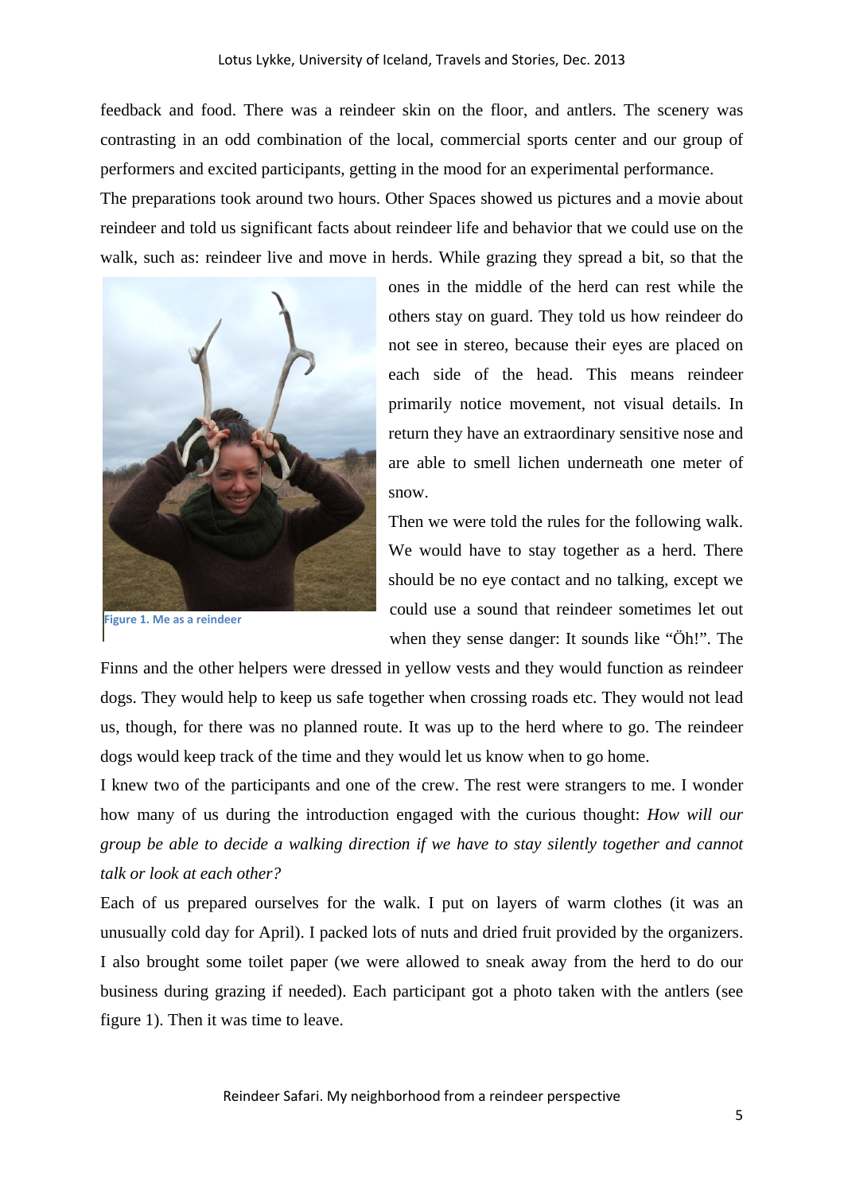feedback and food. There was a reindeer skin on the floor, and antlers. The scenery was contrasting in an odd combination of the local, commercial sports center and our group of performers and excited participants, getting in the mood for an experimental performance.

The preparations took around two hours. Other Spaces showed us pictures and a movie about reindeer and told us significant facts about reindeer life and behavior that we could use on the walk, such as: reindeer live and move in herds. While grazing they spread a bit, so that the ones in the middle of the herd can rest while the others stay on guard. They told us how reindeer do not see in stereo, because their eyes are placed on each side of the head. This means reindeer primarily notice movement, not visual details. In return they have an extraordinary sensitive nose and are able to smell lichen underneath one meter of snow.

Figure 1. Me as a reindeer

Then we were told the rules for the following walk. We would have to stay together as a herd. There should be no eye contact and no talking, except we could use a sound that reindeer sometimes let out when they sense danger: It sounds like "Öh!". The Finns and the other helpers were dressed in yellow vests and they would function as reindeer dogs. They would help to keep us safe together when crossing roads etc. They would not lead us, though, for there was no planned route. It was up to the herd where to go. The reindeer dogs would keep track of the time and they would let us know when to go home.

I knew two of the participants and one of the crew. The rest were strangers to me. I wonder how many of us during the introduction engaged with the curious thought: *How will our group be able to decide a walking direction if we have to stay silently together and cannot talk or look at each other?*

Each of us prepared ourselves for the walk. I put on layers of warm clothes (it was an unusually cold day for April). I packed lots of nuts and dried fruit provided by the organizers. I also brought some toilet paper (we were allowed to sneak away from the herd to do our business during grazing if needed). Each participant got a photo taken with the antlers (see figure 1). Then it was time to leave.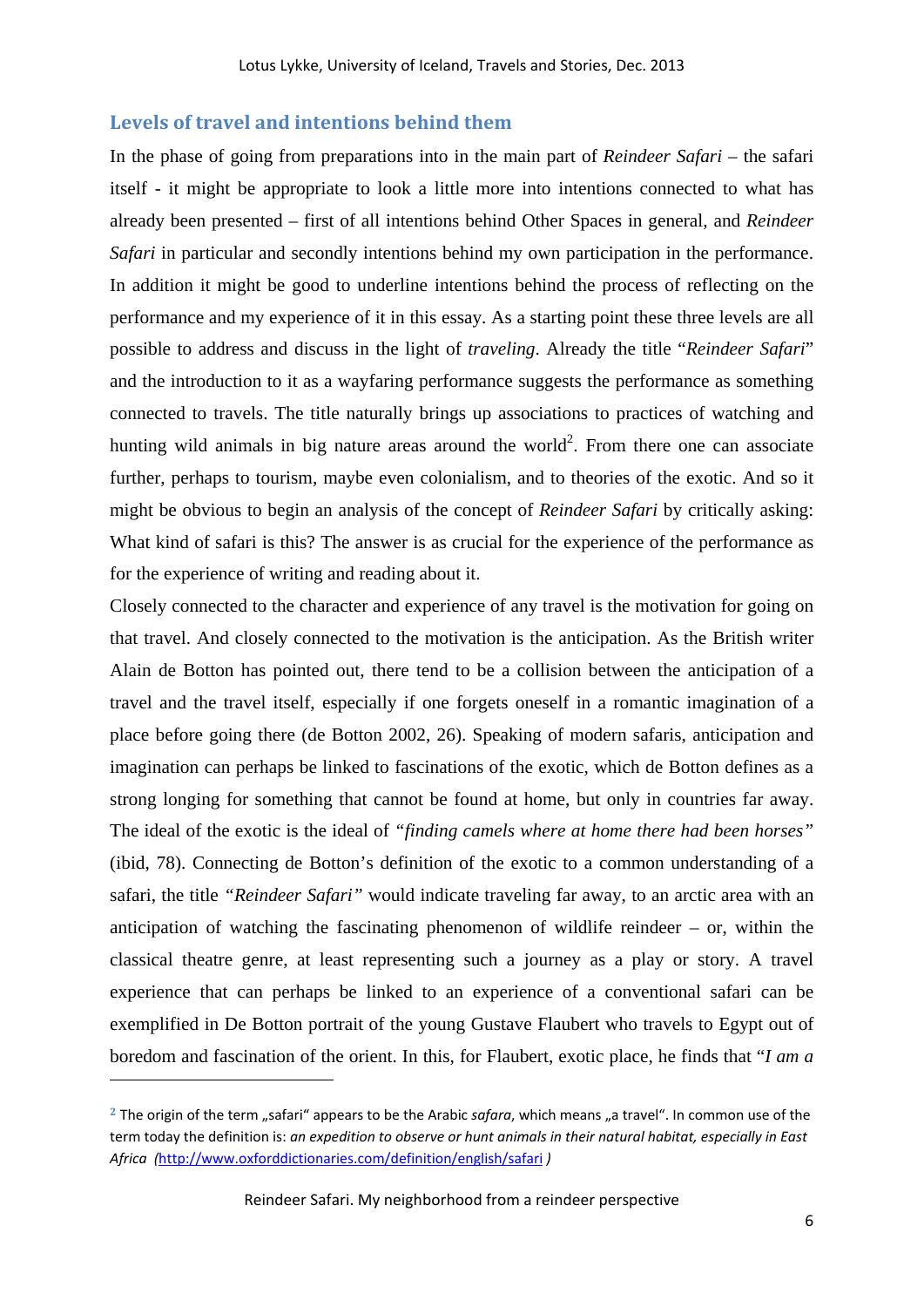## Levels of travel and intentions behind them

In the phase of going from preparations into in the main part of *Reindeer Safari* – the safari itself - it might be appropriate to look a little more into intentions connected to what has already been presented – first of all intentions behind Other Spaces in general, and *Reindeer Safari* in particular and secondly intentions behind my own participation in the performance. In addition it might be good to underline intentions behind the process of reflecting on the performance and my experience of it in this essay. As a starting point these three levels are all possible to address and discuss in the light of *traveling*. Already the title "*Reindeer Safari*" and the introduction to it as a wayfaring performance suggests the performance as something connected to travels. The title naturally brings up associations to practices of watching and hunting wild animals in big nature areas around the world[2]. From there one can associate further, perhaps to tourism, maybe even colonialism, and to theories of the exotic. And so it might be obvious to begin an analysis of the concept of *Reindeer Safari* by critically asking: What kind of safari is this? The answer is as crucial for the experience of the performance as for the experience of writing and reading about it.

Closely connected to the character and experience of any travel is the motivation for going on that travel. And closely connected to the motivation is the anticipation. As the British writer Alain de Botton has pointed out, there tend to be a collision between the anticipation of a travel and the travel itself, especially if one forgets oneself in a romantic imagination of a place before going there (de Botton 2002, 26). Speaking of modern safaris, anticipation and imagination can perhaps be linked to fascinations of the exotic, which de Botton defines as a strong longing for something that cannot be found at home, but only in countries far away. The ideal of the exotic is the ideal of *"finding camels where at home there had been horses"* (ibid, 78). Connecting de Botton's definition of the exotic to a common understanding of a safari, the title *"Reindeer Safari"* would indicate traveling far away, to an arctic area with an anticipation of watching the fascinating phenomenon of wildlife reindeer – or, within the classical theatre genre, at least representing such a journey as a play or story. A travel experience that can perhaps be linked to an experience of a conventional safari can be exemplified in De Botton portrait of the young Gustave Flaubert who travels to Egypt out of boredom and fascination of the orient. In this, for Flaubert, exotic place, he finds that "*I am a*

---

[2] The origin of the term „safari" appears to be the Arabic *safara*, which means „a travel". In common use of the term today the definition is: *an expedition to observe or hunt animals in their natural habitat, especially in East Africa (*http://www.oxforddictionaries.com/definition/english/safari *)*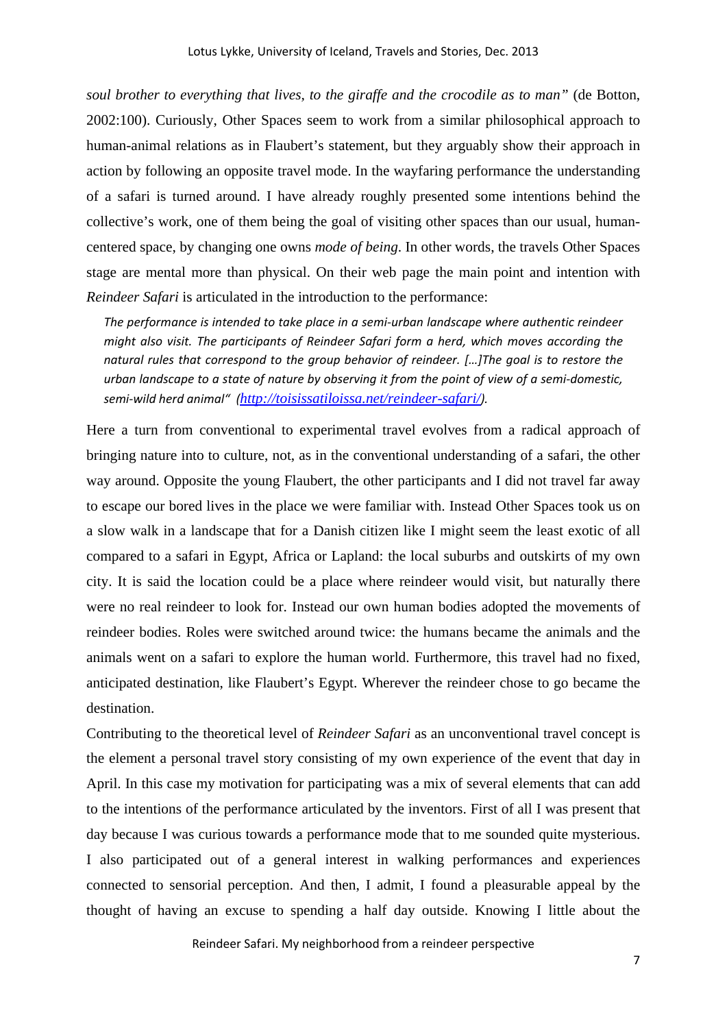*soul brother to everything that lives, to the giraffe and the crocodile as to man"* (de Botton, 2002:100). Curiously, Other Spaces seem to work from a similar philosophical approach to human-animal relations as in Flaubert's statement, but they arguably show their approach in action by following an opposite travel mode. In the wayfaring performance the understanding of a safari is turned around. I have already roughly presented some intentions behind the collective's work, one of them being the goal of visiting other spaces than our usual, human-centered space, by changing one owns *mode of being*. In other words, the travels Other Spaces stage are mental more than physical. On their web page the main point and intention with *Reindeer Safari* is articulated in the introduction to the performance:

> *The performance is intended to take place in a semi-urban landscape where authentic reindeer might also visit. The participants of Reindeer Safari form a herd, which moves according the natural rules that correspond to the group behavior of reindeer. […]The goal is to restore the urban landscape to a state of nature by observing it from the point of view of a semi-domestic, semi-wild herd animal" (http://toisissatiloissa.net/reindeer-safari/).*

Here a turn from conventional to experimental travel evolves from a radical approach of bringing nature into to culture, not, as in the conventional understanding of a safari, the other way around. Opposite the young Flaubert, the other participants and I did not travel far away to escape our bored lives in the place we were familiar with. Instead Other Spaces took us on a slow walk in a landscape that for a Danish citizen like I might seem the least exotic of all compared to a safari in Egypt, Africa or Lapland: the local suburbs and outskirts of my own city. It is said the location could be a place where reindeer would visit, but naturally there were no real reindeer to look for. Instead our own human bodies adopted the movements of reindeer bodies. Roles were switched around twice: the humans became the animals and the animals went on a safari to explore the human world. Furthermore, this travel had no fixed, anticipated destination, like Flaubert's Egypt. Wherever the reindeer chose to go became the destination.

Contributing to the theoretical level of *Reindeer Safari* as an unconventional travel concept is the element a personal travel story consisting of my own experience of the event that day in April. In this case my motivation for participating was a mix of several elements that can add to the intentions of the performance articulated by the inventors. First of all I was present that day because I was curious towards a performance mode that to me sounded quite mysterious. I also participated out of a general interest in walking performances and experiences connected to sensorial perception. And then, I admit, I found a pleasurable appeal by the thought of having an excuse to spending a half day outside. Knowing I little about the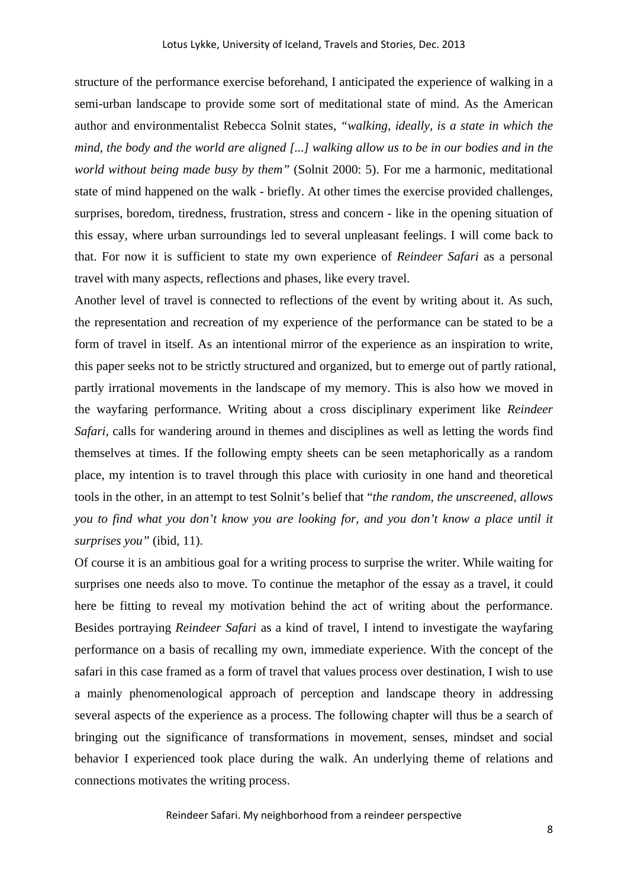structure of the performance exercise beforehand, I anticipated the experience of walking in a semi-urban landscape to provide some sort of meditational state of mind. As the American author and environmentalist Rebecca Solnit states, *"walking, ideally, is a state in which the mind, the body and the world are aligned [...] walking allow us to be in our bodies and in the world without being made busy by them"* (Solnit 2000: 5). For me a harmonic, meditational state of mind happened on the walk - briefly. At other times the exercise provided challenges, surprises, boredom, tiredness, frustration, stress and concern - like in the opening situation of this essay, where urban surroundings led to several unpleasant feelings. I will come back to that. For now it is sufficient to state my own experience of *Reindeer Safari* as a personal travel with many aspects, reflections and phases, like every travel.

Another level of travel is connected to reflections of the event by writing about it. As such, the representation and recreation of my experience of the performance can be stated to be a form of travel in itself. As an intentional mirror of the experience as an inspiration to write, this paper seeks not to be strictly structured and organized, but to emerge out of partly rational, partly irrational movements in the landscape of my memory. This is also how we moved in the wayfaring performance. Writing about a cross disciplinary experiment like *Reindeer Safari,* calls for wandering around in themes and disciplines as well as letting the words find themselves at times. If the following empty sheets can be seen metaphorically as a random place, my intention is to travel through this place with curiosity in one hand and theoretical tools in the other, in an attempt to test Solnit's belief that "*the random, the unscreened, allows you to find what you don't know you are looking for, and you don't know a place until it surprises you"* (ibid, 11).

Of course it is an ambitious goal for a writing process to surprise the writer. While waiting for surprises one needs also to move. To continue the metaphor of the essay as a travel, it could here be fitting to reveal my motivation behind the act of writing about the performance. Besides portraying *Reindeer Safari* as a kind of travel, I intend to investigate the wayfaring performance on a basis of recalling my own, immediate experience. With the concept of the safari in this case framed as a form of travel that values process over destination, I wish to use a mainly phenomenological approach of perception and landscape theory in addressing several aspects of the experience as a process. The following chapter will thus be a search of bringing out the significance of transformations in movement, senses, mindset and social behavior I experienced took place during the walk. An underlying theme of relations and connections motivates the writing process.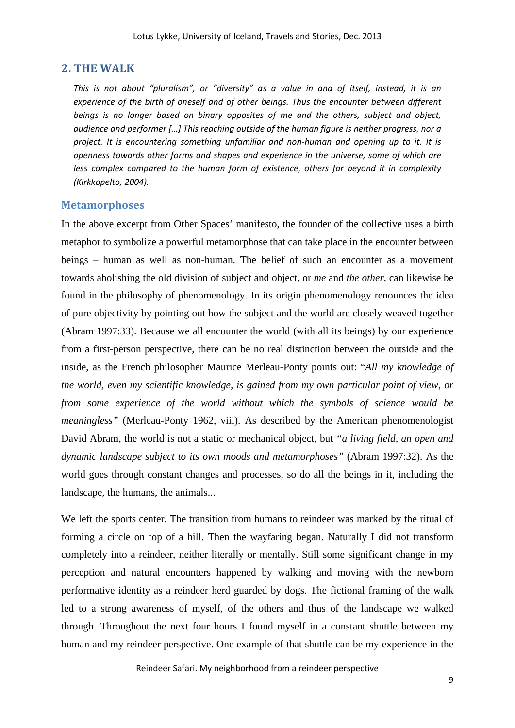## 2. THE WALK

*This is not about "pluralism", or "diversity" as a value in and of itself, instead, it is an experience of the birth of oneself and of other beings. Thus the encounter between different beings is no longer based on binary opposites of me and the others, subject and object, audience and performer […] This reaching outside of the human figure is neither progress, nor a project. It is encountering something unfamiliar and non-human and opening up to it. It is openness towards other forms and shapes and experience in the universe, some of which are less complex compared to the human form of existence, others far beyond it in complexity (Kirkkopelto, 2004).*

### Metamorphoses

In the above excerpt from Other Spaces' manifesto, the founder of the collective uses a birth metaphor to symbolize a powerful metamorphose that can take place in the encounter between beings – human as well as non-human. The belief of such an encounter as a movement towards abolishing the old division of subject and object, or *me* and *the other*, can likewise be found in the philosophy of phenomenology. In its origin phenomenology renounces the idea of pure objectivity by pointing out how the subject and the world are closely weaved together (Abram 1997:33). Because we all encounter the world (with all its beings) by our experience from a first-person perspective, there can be no real distinction between the outside and the inside, as the French philosopher Maurice Merleau-Ponty points out: "*All my knowledge of the world, even my scientific knowledge, is gained from my own particular point of view, or from some experience of the world without which the symbols of science would be meaningless"* (Merleau-Ponty 1962, viii). As described by the American phenomenologist David Abram, the world is not a static or mechanical object, but *"a living field, an open and dynamic landscape subject to its own moods and metamorphoses"* (Abram 1997:32). As the world goes through constant changes and processes, so do all the beings in it, including the landscape, the humans, the animals...

We left the sports center. The transition from humans to reindeer was marked by the ritual of forming a circle on top of a hill. Then the wayfaring began. Naturally I did not transform completely into a reindeer, neither literally or mentally. Still some significant change in my perception and natural encounters happened by walking and moving with the newborn performative identity as a reindeer herd guarded by dogs. The fictional framing of the walk led to a strong awareness of myself, of the others and thus of the landscape we walked through. Throughout the next four hours I found myself in a constant shuttle between my human and my reindeer perspective. One example of that shuttle can be my experience in the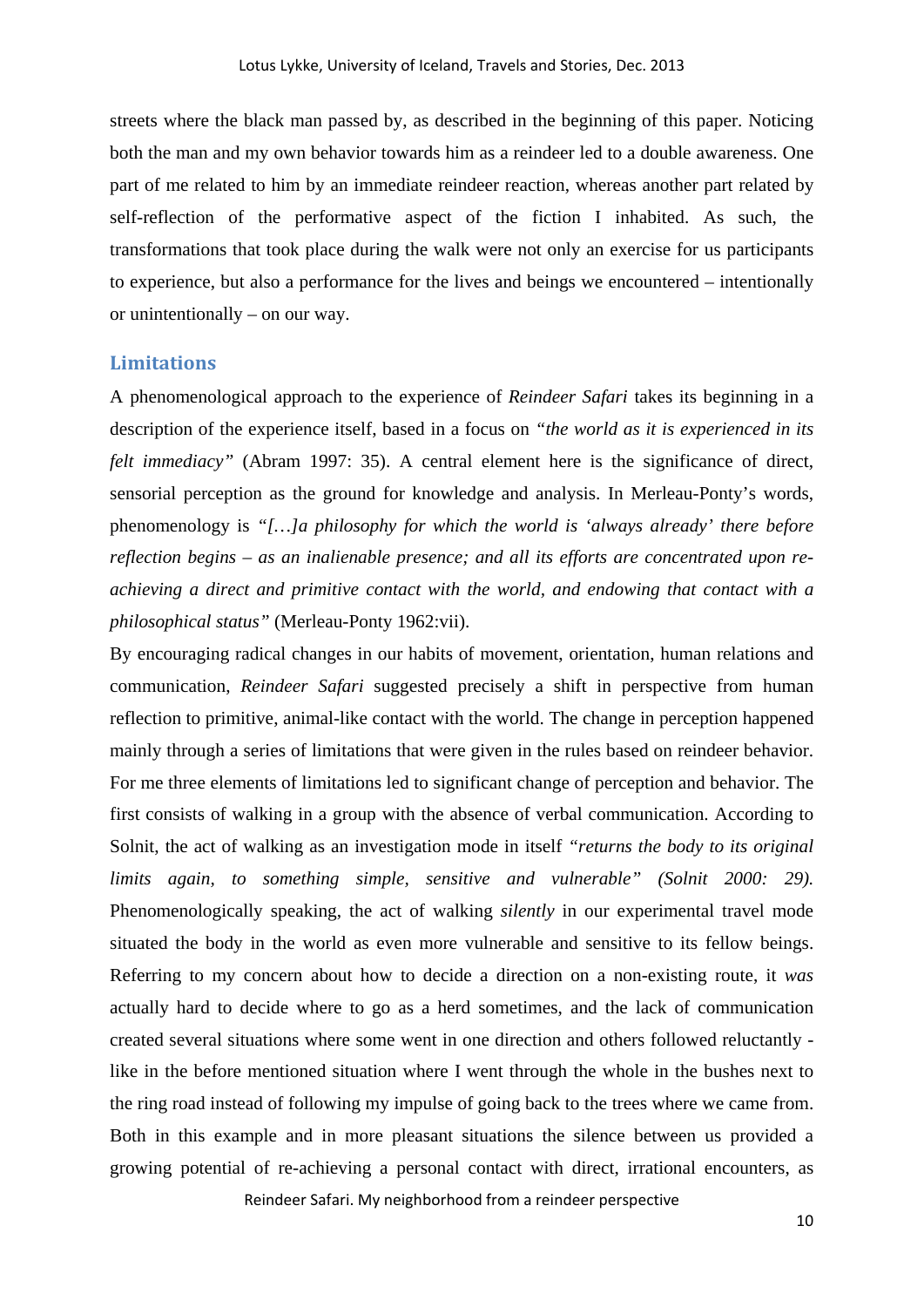streets where the black man passed by, as described in the beginning of this paper. Noticing both the man and my own behavior towards him as a reindeer led to a double awareness. One part of me related to him by an immediate reindeer reaction, whereas another part related by self-reflection of the performative aspect of the fiction I inhabited. As such, the transformations that took place during the walk were not only an exercise for us participants to experience, but also a performance for the lives and beings we encountered – intentionally or unintentionally – on our way.

## Limitations

A phenomenological approach to the experience of *Reindeer Safari* takes its beginning in a description of the experience itself, based in a focus on *"the world as it is experienced in its felt immediacy"* (Abram 1997: 35). A central element here is the significance of direct, sensorial perception as the ground for knowledge and analysis. In Merleau-Ponty's words, phenomenology is *"[…]a philosophy for which the world is 'always already' there before reflection begins – as an inalienable presence; and all its efforts are concentrated upon re-achieving a direct and primitive contact with the world, and endowing that contact with a philosophical status"* (Merleau-Ponty 1962:vii).

By encouraging radical changes in our habits of movement, orientation, human relations and communication, *Reindeer Safari* suggested precisely a shift in perspective from human reflection to primitive, animal-like contact with the world. The change in perception happened mainly through a series of limitations that were given in the rules based on reindeer behavior. For me three elements of limitations led to significant change of perception and behavior. The first consists of walking in a group with the absence of verbal communication. According to Solnit, the act of walking as an investigation mode in itself *"returns the body to its original limits again, to something simple, sensitive and vulnerable" (Solnit 2000: 29).* Phenomenologically speaking, the act of walking *silently* in our experimental travel mode situated the body in the world as even more vulnerable and sensitive to its fellow beings. Referring to my concern about how to decide a direction on a non-existing route, it *was* actually hard to decide where to go as a herd sometimes, and the lack of communication created several situations where some went in one direction and others followed reluctantly - like in the before mentioned situation where I went through the whole in the bushes next to the ring road instead of following my impulse of going back to the trees where we came from. Both in this example and in more pleasant situations the silence between us provided a growing potential of re-achieving a personal contact with direct, irrational encounters, as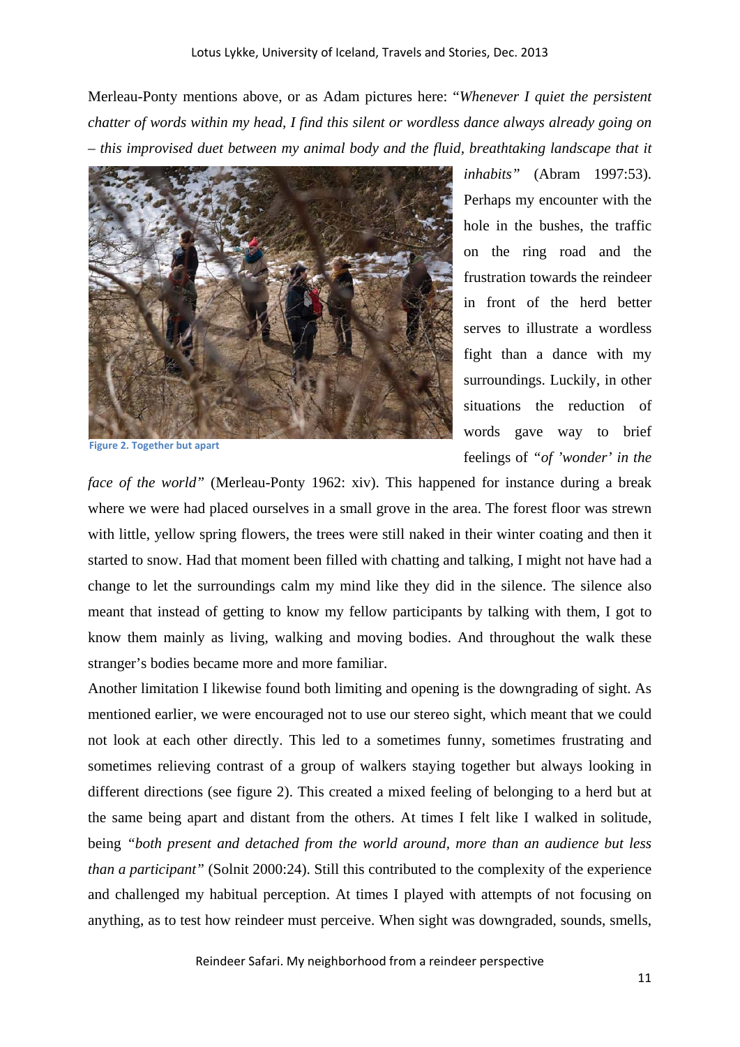Merleau-Ponty mentions above, or as Adam pictures here: "*Whenever I quiet the persistent chatter of words within my head, I find this silent or wordless dance always already going on – this improvised duet between my animal body and the fluid, breathtaking landscape that it inhabits"* (Abram 1997:53). Perhaps my encounter with the hole in the bushes, the traffic on the ring road and the frustration towards the reindeer in front of the herd better serves to illustrate a wordless fight than a dance with my surroundings. Luckily, in other situations the reduction of words gave way to brief feelings of *"of 'wonder' in the face of the world"* (Merleau-Ponty 1962: xiv). This happened for instance during a break where we were had placed ourselves in a small grove in the area. The forest floor was strewn with little, yellow spring flowers, the trees were still naked in their winter coating and then it started to snow. Had that moment been filled with chatting and talking, I might not have had a change to let the surroundings calm my mind like they did in the silence. The silence also meant that instead of getting to know my fellow participants by talking with them, I got to know them mainly as living, walking and moving bodies. And throughout the walk these stranger's bodies became more and more familiar.

**Figure 2. Together but apart**

Another limitation I likewise found both limiting and opening is the downgrading of sight. As mentioned earlier, we were encouraged not to use our stereo sight, which meant that we could not look at each other directly. This led to a sometimes funny, sometimes frustrating and sometimes relieving contrast of a group of walkers staying together but always looking in different directions (see figure 2). This created a mixed feeling of belonging to a herd but at the same being apart and distant from the others. At times I felt like I walked in solitude, being *"both present and detached from the world around, more than an audience but less than a participant"* (Solnit 2000:24). Still this contributed to the complexity of the experience and challenged my habitual perception. At times I played with attempts of not focusing on anything, as to test how reindeer must perceive. When sight was downgraded, sounds, smells,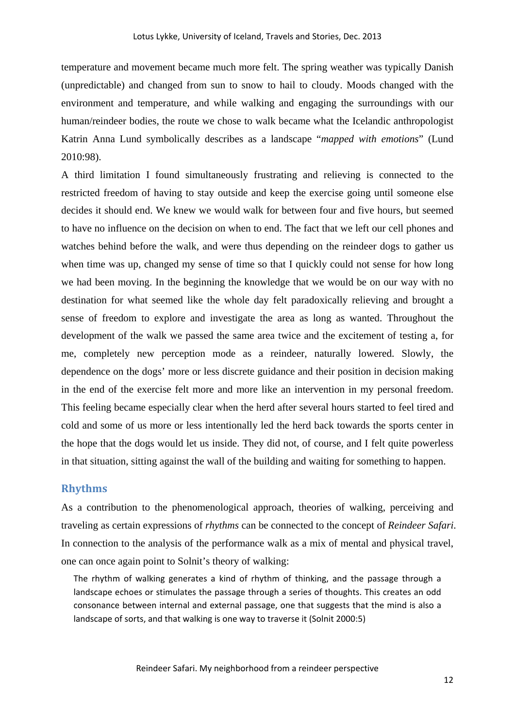temperature and movement became much more felt. The spring weather was typically Danish (unpredictable) and changed from sun to snow to hail to cloudy. Moods changed with the environment and temperature, and while walking and engaging the surroundings with our human/reindeer bodies, the route we chose to walk became what the Icelandic anthropologist Katrin Anna Lund symbolically describes as a landscape "*mapped with emotions*" (Lund 2010:98).

A third limitation I found simultaneously frustrating and relieving is connected to the restricted freedom of having to stay outside and keep the exercise going until someone else decides it should end. We knew we would walk for between four and five hours, but seemed to have no influence on the decision on when to end. The fact that we left our cell phones and watches behind before the walk, and were thus depending on the reindeer dogs to gather us when time was up, changed my sense of time so that I quickly could not sense for how long we had been moving. In the beginning the knowledge that we would be on our way with no destination for what seemed like the whole day felt paradoxically relieving and brought a sense of freedom to explore and investigate the area as long as wanted. Throughout the development of the walk we passed the same area twice and the excitement of testing a, for me, completely new perception mode as a reindeer, naturally lowered. Slowly, the dependence on the dogs' more or less discrete guidance and their position in decision making in the end of the exercise felt more and more like an intervention in my personal freedom. This feeling became especially clear when the herd after several hours started to feel tired and cold and some of us more or less intentionally led the herd back towards the sports center in the hope that the dogs would let us inside. They did not, of course, and I felt quite powerless in that situation, sitting against the wall of the building and waiting for something to happen.

## Rhythms

As a contribution to the phenomenological approach, theories of walking, perceiving and traveling as certain expressions of *rhythms* can be connected to the concept of *Reindeer Safari*. In connection to the analysis of the performance walk as a mix of mental and physical travel, one can once again point to Solnit's theory of walking:

> The rhythm of walking generates a kind of rhythm of thinking, and the passage through a landscape echoes or stimulates the passage through a series of thoughts. This creates an odd consonance between internal and external passage, one that suggests that the mind is also a landscape of sorts, and that walking is one way to traverse it (Solnit 2000:5)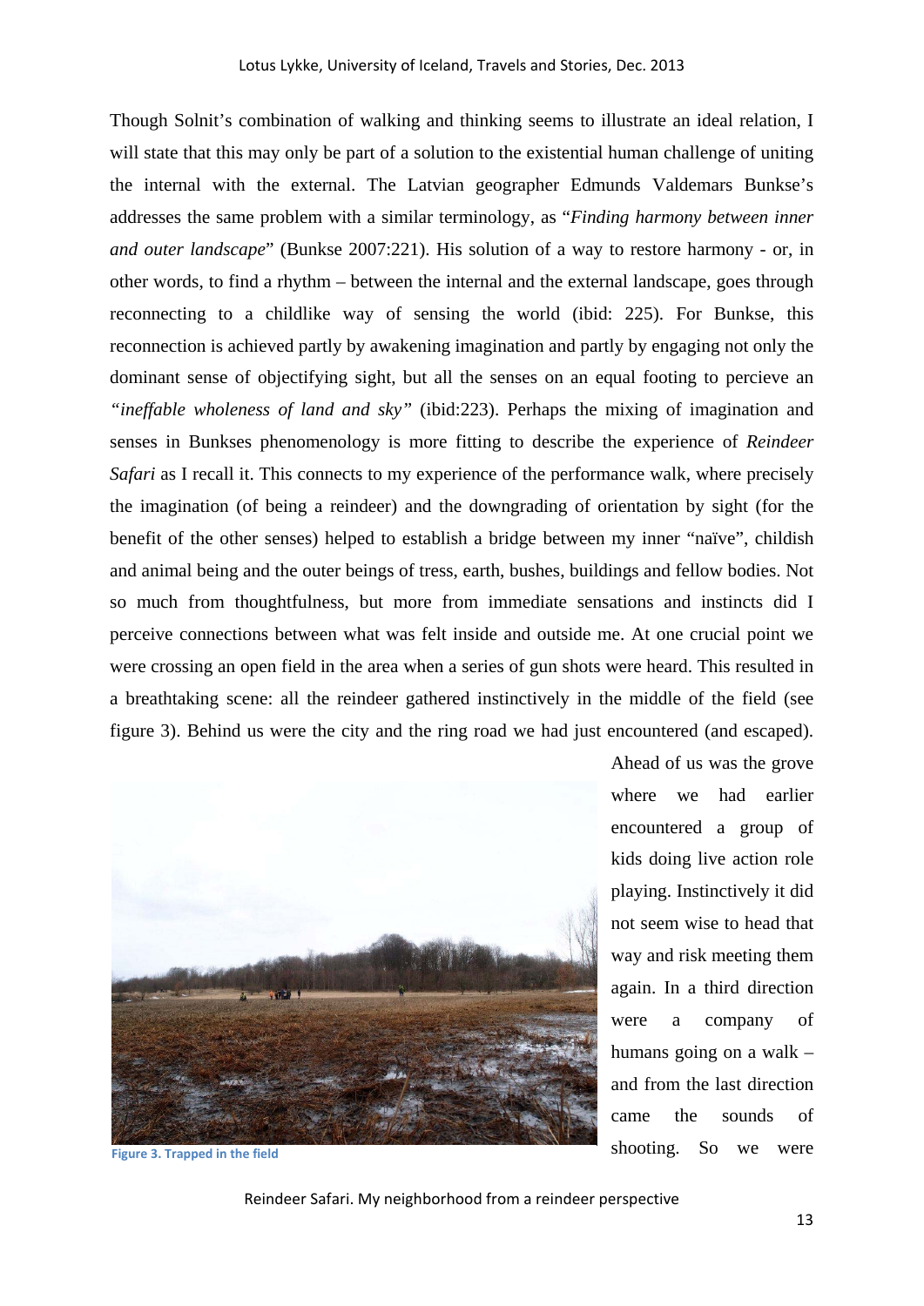Though Solnit's combination of walking and thinking seems to illustrate an ideal relation, I will state that this may only be part of a solution to the existential human challenge of uniting the internal with the external. The Latvian geographer Edmunds Valdemars Bunkse's addresses the same problem with a similar terminology, as "*Finding harmony between inner and outer landscape*" (Bunkse 2007:221). His solution of a way to restore harmony - or, in other words, to find a rhythm – between the internal and the external landscape, goes through reconnecting to a childlike way of sensing the world (ibid: 225). For Bunkse, this reconnection is achieved partly by awakening imagination and partly by engaging not only the dominant sense of objectifying sight, but all the senses on an equal footing to percieve an *"ineffable wholeness of land and sky"* (ibid:223). Perhaps the mixing of imagination and senses in Bunkses phenomenology is more fitting to describe the experience of *Reindeer Safari* as I recall it. This connects to my experience of the performance walk, where precisely the imagination (of being a reindeer) and the downgrading of orientation by sight (for the benefit of the other senses) helped to establish a bridge between my inner "naïve", childish and animal being and the outer beings of tress, earth, bushes, buildings and fellow bodies. Not so much from thoughtfulness, but more from immediate sensations and instincts did I perceive connections between what was felt inside and outside me. At one crucial point we were crossing an open field in the area when a series of gun shots were heard. This resulted in a breathtaking scene: all the reindeer gathered instinctively in the middle of the field (see figure 3). Behind us were the city and the ring road we had just encountered (and escaped). Ahead of us was the grove where we had earlier encountered a group of kids doing live action role playing. Instinctively it did not seem wise to head that way and risk meeting them again. In a third direction were a company of humans going on a walk – and from the last direction came the sounds of shooting. So we were

Figure 3. Trapped in the field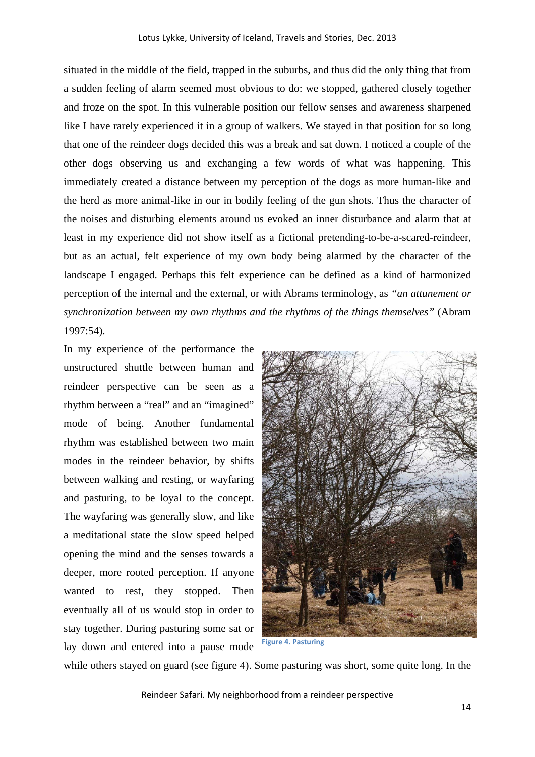situated in the middle of the field, trapped in the suburbs, and thus did the only thing that from a sudden feeling of alarm seemed most obvious to do: we stopped, gathered closely together and froze on the spot. In this vulnerable position our fellow senses and awareness sharpened like I have rarely experienced it in a group of walkers. We stayed in that position for so long that one of the reindeer dogs decided this was a break and sat down. I noticed a couple of the other dogs observing us and exchanging a few words of what was happening. This immediately created a distance between my perception of the dogs as more human-like and the herd as more animal-like in our in bodily feeling of the gun shots. Thus the character of the noises and disturbing elements around us evoked an inner disturbance and alarm that at least in my experience did not show itself as a fictional pretending-to-be-a-scared-reindeer, but as an actual, felt experience of my own body being alarmed by the character of the landscape I engaged. Perhaps this felt experience can be defined as a kind of harmonized perception of the internal and the external, or with Abrams terminology, as *"an attunement or synchronization between my own rhythms and the rhythms of the things themselves"* (Abram 1997:54).

In my experience of the performance the unstructured shuttle between human and reindeer perspective can be seen as a rhythm between a "real" and an "imagined" mode of being. Another fundamental rhythm was established between two main modes in the reindeer behavior, by shifts between walking and resting, or wayfaring and pasturing, to be loyal to the concept. The wayfaring was generally slow, and like a meditational state the slow speed helped opening the mind and the senses towards a deeper, more rooted perception. If anyone wanted to rest, they stopped. Then eventually all of us would stop in order to stay together. During pasturing some sat or lay down and entered into a pause mode while others stayed on guard (see figure 4). Some pasturing was short, some quite long. In the

Figure 4. Pasturing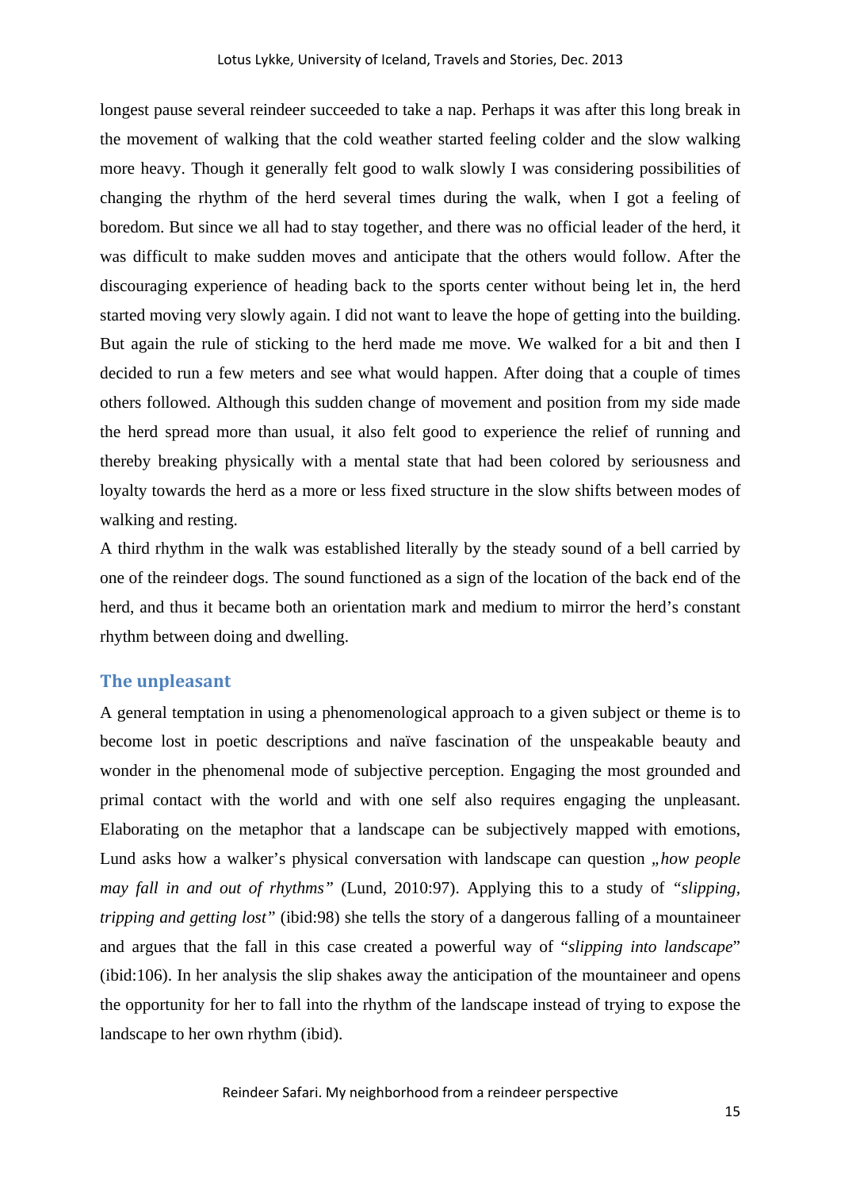longest pause several reindeer succeeded to take a nap. Perhaps it was after this long break in the movement of walking that the cold weather started feeling colder and the slow walking more heavy. Though it generally felt good to walk slowly I was considering possibilities of changing the rhythm of the herd several times during the walk, when I got a feeling of boredom. But since we all had to stay together, and there was no official leader of the herd, it was difficult to make sudden moves and anticipate that the others would follow. After the discouraging experience of heading back to the sports center without being let in, the herd started moving very slowly again. I did not want to leave the hope of getting into the building. But again the rule of sticking to the herd made me move. We walked for a bit and then I decided to run a few meters and see what would happen. After doing that a couple of times others followed. Although this sudden change of movement and position from my side made the herd spread more than usual, it also felt good to experience the relief of running and thereby breaking physically with a mental state that had been colored by seriousness and loyalty towards the herd as a more or less fixed structure in the slow shifts between modes of walking and resting.

A third rhythm in the walk was established literally by the steady sound of a bell carried by one of the reindeer dogs. The sound functioned as a sign of the location of the back end of the herd, and thus it became both an orientation mark and medium to mirror the herd's constant rhythm between doing and dwelling.

## The unpleasant

A general temptation in using a phenomenological approach to a given subject or theme is to become lost in poetic descriptions and naïve fascination of the unspeakable beauty and wonder in the phenomenal mode of subjective perception. Engaging the most grounded and primal contact with the world and with one self also requires engaging the unpleasant. Elaborating on the metaphor that a landscape can be subjectively mapped with emotions, Lund asks how a walker's physical conversation with landscape can question „*how people may fall in and out of rhythms"* (Lund, 2010:97). Applying this to a study of *"slipping, tripping and getting lost"* (ibid:98) she tells the story of a dangerous falling of a mountaineer and argues that the fall in this case created a powerful way of "*slipping into landscape*" (ibid:106). In her analysis the slip shakes away the anticipation of the mountaineer and opens the opportunity for her to fall into the rhythm of the landscape instead of trying to expose the landscape to her own rhythm (ibid).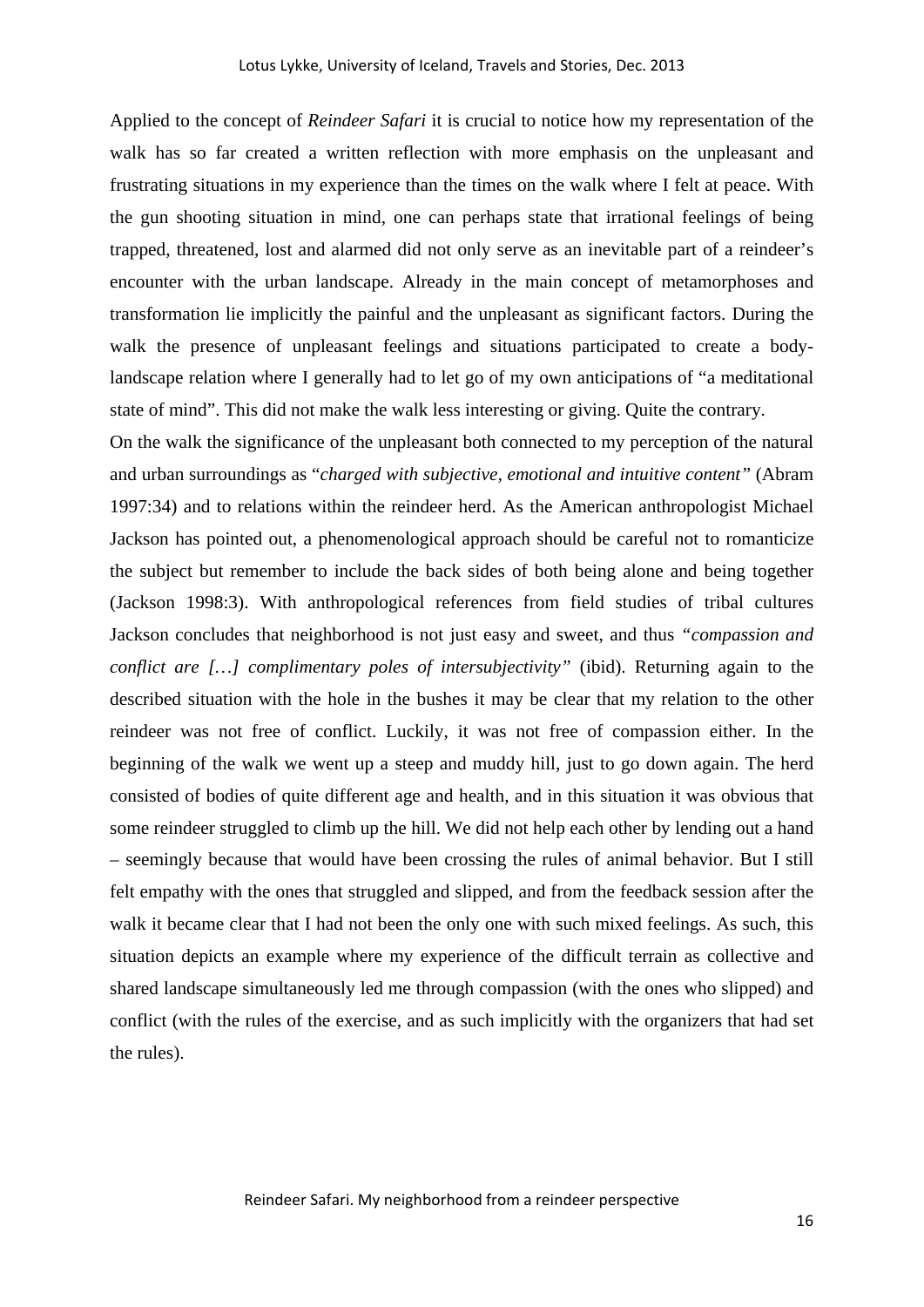Applied to the concept of *Reindeer Safari* it is crucial to notice how my representation of the walk has so far created a written reflection with more emphasis on the unpleasant and frustrating situations in my experience than the times on the walk where I felt at peace. With the gun shooting situation in mind, one can perhaps state that irrational feelings of being trapped, threatened, lost and alarmed did not only serve as an inevitable part of a reindeer's encounter with the urban landscape. Already in the main concept of metamorphoses and transformation lie implicitly the painful and the unpleasant as significant factors. During the walk the presence of unpleasant feelings and situations participated to create a body-landscape relation where I generally had to let go of my own anticipations of "a meditational state of mind". This did not make the walk less interesting or giving. Quite the contrary.

On the walk the significance of the unpleasant both connected to my perception of the natural and urban surroundings as "*charged with subjective, emotional and intuitive content"* (Abram 1997:34) and to relations within the reindeer herd. As the American anthropologist Michael Jackson has pointed out, a phenomenological approach should be careful not to romanticize the subject but remember to include the back sides of both being alone and being together (Jackson 1998:3). With anthropological references from field studies of tribal cultures Jackson concludes that neighborhood is not just easy and sweet, and thus *"compassion and conflict are […] complimentary poles of intersubjectivity"* (ibid). Returning again to the described situation with the hole in the bushes it may be clear that my relation to the other reindeer was not free of conflict. Luckily, it was not free of compassion either. In the beginning of the walk we went up a steep and muddy hill, just to go down again. The herd consisted of bodies of quite different age and health, and in this situation it was obvious that some reindeer struggled to climb up the hill. We did not help each other by lending out a hand – seemingly because that would have been crossing the rules of animal behavior. But I still felt empathy with the ones that struggled and slipped, and from the feedback session after the walk it became clear that I had not been the only one with such mixed feelings. As such, this situation depicts an example where my experience of the difficult terrain as collective and shared landscape simultaneously led me through compassion (with the ones who slipped) and conflict (with the rules of the exercise, and as such implicitly with the organizers that had set the rules).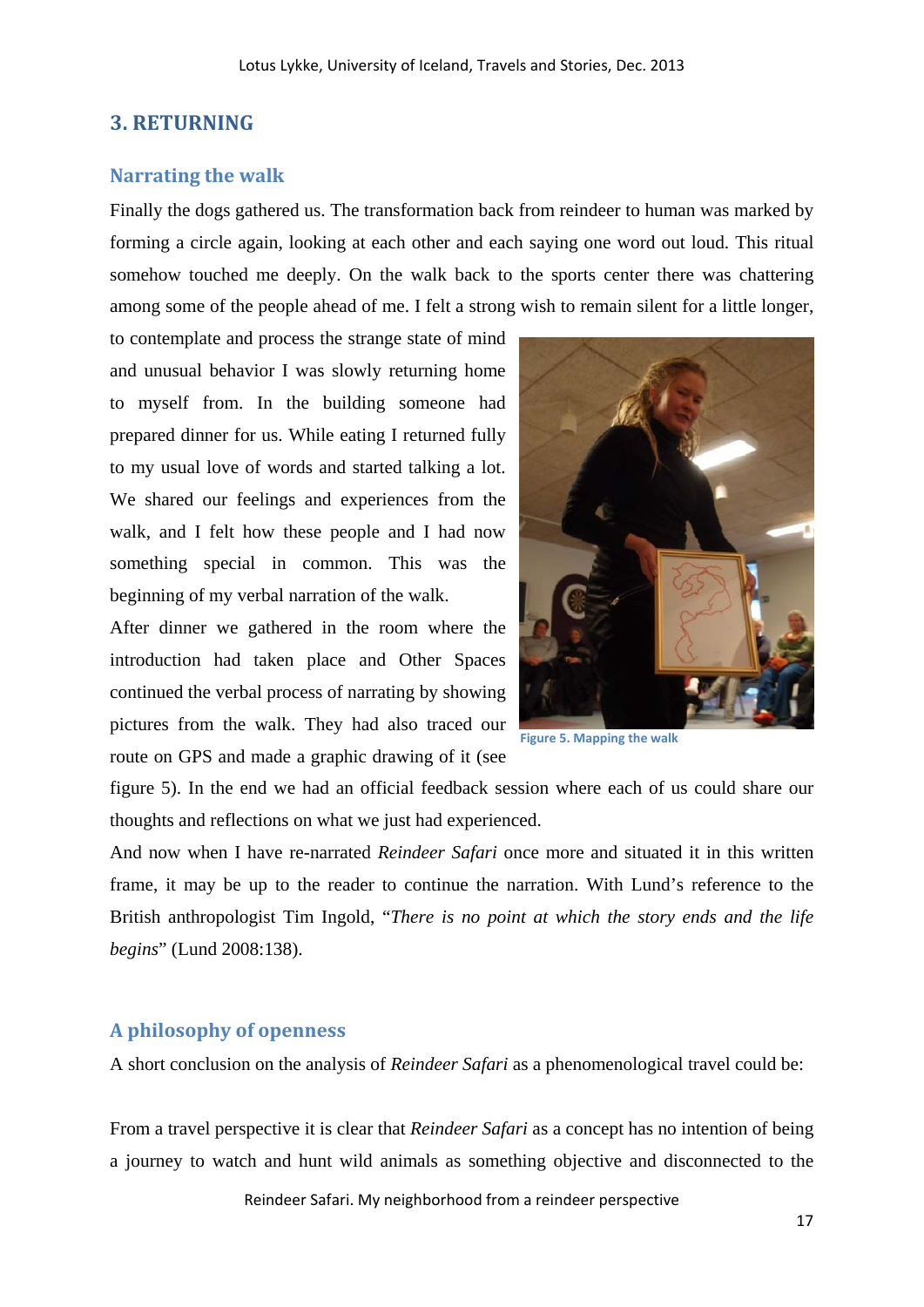## 3. RETURNING

### Narrating the walk

Finally the dogs gathered us. The transformation back from reindeer to human was marked by forming a circle again, looking at each other and each saying one word out loud. This ritual somehow touched me deeply. On the walk back to the sports center there was chattering among some of the people ahead of me. I felt a strong wish to remain silent for a little longer, to contemplate and process the strange state of mind and unusual behavior I was slowly returning home to myself from. In the building someone had prepared dinner for us. While eating I returned fully to my usual love of words and started talking a lot. We shared our feelings and experiences from the walk, and I felt how these people and I had now something special in common. This was the beginning of my verbal narration of the walk.

After dinner we gathered in the room where the introduction had taken place and Other Spaces continued the verbal process of narrating by showing pictures from the walk. They had also traced our route on GPS and made a graphic drawing of it (see figure 5). In the end we had an official feedback session where each of us could share our thoughts and reflections on what we just had experienced.

Figure 5. Mapping the walk

And now when I have re-narrated *Reindeer Safari* once more and situated it in this written frame, it may be up to the reader to continue the narration. With Lund's reference to the British anthropologist Tim Ingold, "*There is no point at which the story ends and the life begins*" (Lund 2008:138).

### A philosophy of openness

A short conclusion on the analysis of *Reindeer Safari* as a phenomenological travel could be:

From a travel perspective it is clear that *Reindeer Safari* as a concept has no intention of being a journey to watch and hunt wild animals as something objective and disconnected to the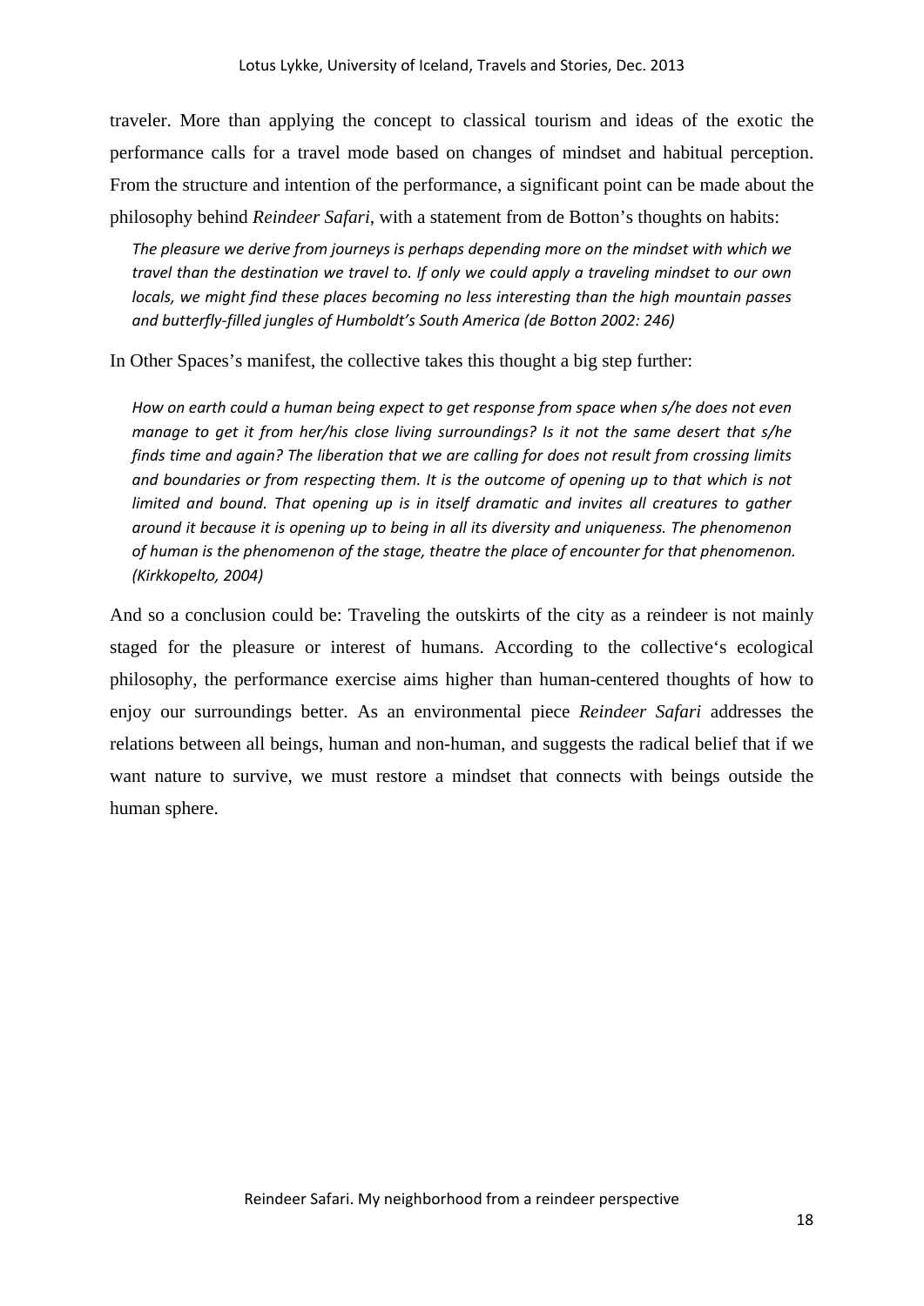traveler. More than applying the concept to classical tourism and ideas of the exotic the performance calls for a travel mode based on changes of mindset and habitual perception. From the structure and intention of the performance, a significant point can be made about the philosophy behind *Reindeer Safari*, with a statement from de Botton's thoughts on habits:

> *The pleasure we derive from journeys is perhaps depending more on the mindset with which we travel than the destination we travel to. If only we could apply a traveling mindset to our own locals, we might find these places becoming no less interesting than the high mountain passes and butterfly-filled jungles of Humboldt's South America (de Botton 2002: 246)*

In Other Spaces's manifest, the collective takes this thought a big step further:

> *How on earth could a human being expect to get response from space when s/he does not even manage to get it from her/his close living surroundings? Is it not the same desert that s/he finds time and again? The liberation that we are calling for does not result from crossing limits and boundaries or from respecting them. It is the outcome of opening up to that which is not limited and bound. That opening up is in itself dramatic and invites all creatures to gather around it because it is opening up to being in all its diversity and uniqueness. The phenomenon of human is the phenomenon of the stage, theatre the place of encounter for that phenomenon. (Kirkkopelto, 2004)*

And so a conclusion could be: Traveling the outskirts of the city as a reindeer is not mainly staged for the pleasure or interest of humans. According to the collective's ecological philosophy, the performance exercise aims higher than human-centered thoughts of how to enjoy our surroundings better. As an environmental piece *Reindeer Safari* addresses the relations between all beings, human and non-human, and suggests the radical belief that if we want nature to survive, we must restore a mindset that connects with beings outside the human sphere.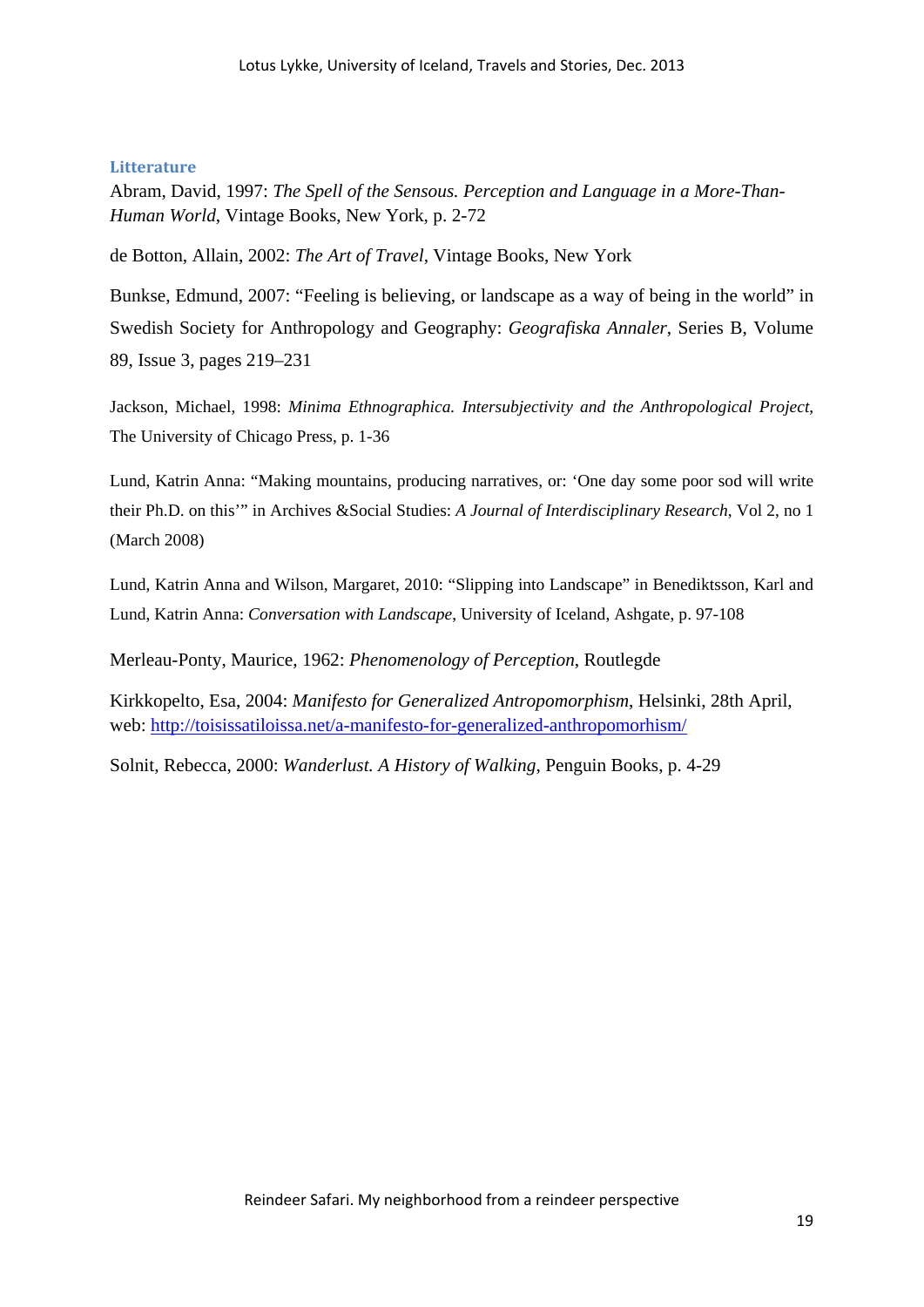## Litterature

Abram, David, 1997: *The Spell of the Sensous. Perception and Language in a More-Than-Human World*, Vintage Books, New York, p. 2-72

de Botton, Allain, 2002: *The Art of Travel*, Vintage Books, New York

Bunkse, Edmund, 2007: "Feeling is believing, or landscape as a way of being in the world" in Swedish Society for Anthropology and Geography: *Geografiska Annaler*, Series B, Volume 89, Issue 3, pages 219–231

Jackson, Michael, 1998: *Minima Ethnographica. Intersubjectivity and the Anthropological Project*, The University of Chicago Press, p. 1-36

Lund, Katrin Anna: "Making mountains, producing narratives, or: 'One day some poor sod will write their Ph.D. on this'" in Archives &Social Studies: *A Journal of Interdisciplinary Research*, Vol 2, no 1 (March 2008)

Lund, Katrin Anna and Wilson, Margaret, 2010: "Slipping into Landscape" in Benediktsson, Karl and Lund, Katrin Anna: *Conversation with Landscape*, University of Iceland, Ashgate, p. 97-108

Merleau-Ponty, Maurice, 1962: *Phenomenology of Perception*, Routlegde

Kirkkopelto, Esa, 2004: *Manifesto for Generalized Antropomorphism*, Helsinki, 28th April, web: [http://toisissatiloissa.net/a-manifesto-for-generalized-anthropomorhism/](http://toisissatiloissa.net/a-manifesto-for-generalized-anthropomorhism/)

Solnit, Rebecca, 2000: *Wanderlust. A History of Walking*, Penguin Books, p. 4-29